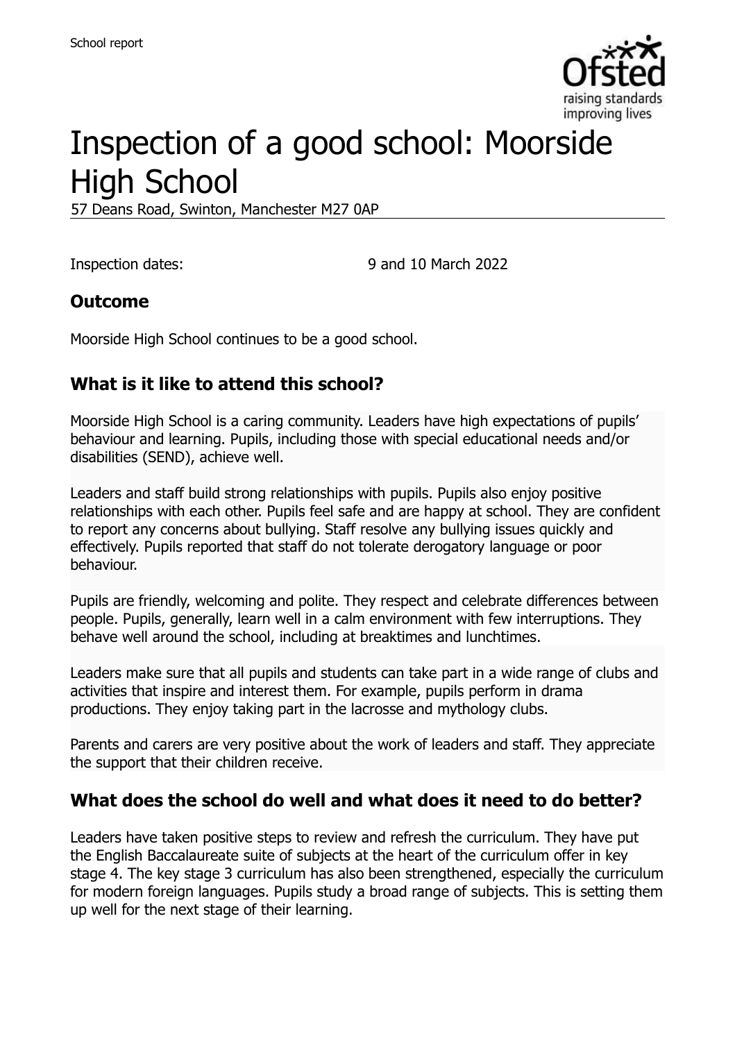# Inspection of a good school: Moorside High School

57 Deans Road, Swinton, Manchester M27 0AP

Inspection dates: 9 and 10 March 2022

## Outcome

Moorside High School continues to be a good school.

## What is it like to attend this school?

Moorside High School is a caring community. Leaders have high expectations of pupils' behaviour and learning. Pupils, including those with special educational needs and/or disabilities (SEND), achieve well.

Leaders and staff build strong relationships with pupils. Pupils also enjoy positive relationships with each other. Pupils feel safe and are happy at school. They are confident to report any concerns about bullying. Staff resolve any bullying issues quickly and effectively. Pupils reported that staff do not tolerate derogatory language or poor behaviour.

Pupils are friendly, welcoming and polite. They respect and celebrate differences between people. Pupils, generally, learn well in a calm environment with few interruptions. They behave well around the school, including at breaktimes and lunchtimes.

Leaders make sure that all pupils and students can take part in a wide range of clubs and activities that inspire and interest them. For example, pupils perform in drama productions. They enjoy taking part in the lacrosse and mythology clubs.

Parents and carers are very positive about the work of leaders and staff. They appreciate the support that their children receive.

## What does the school do well and what does it need to do better?

Leaders have taken positive steps to review and refresh the curriculum. They have put the English Baccalaureate suite of subjects at the heart of the curriculum offer in key stage 4. The key stage 3 curriculum has also been strengthened, especially the curriculum for modern foreign languages. Pupils study a broad range of subjects. This is setting them up well for the next stage of their learning.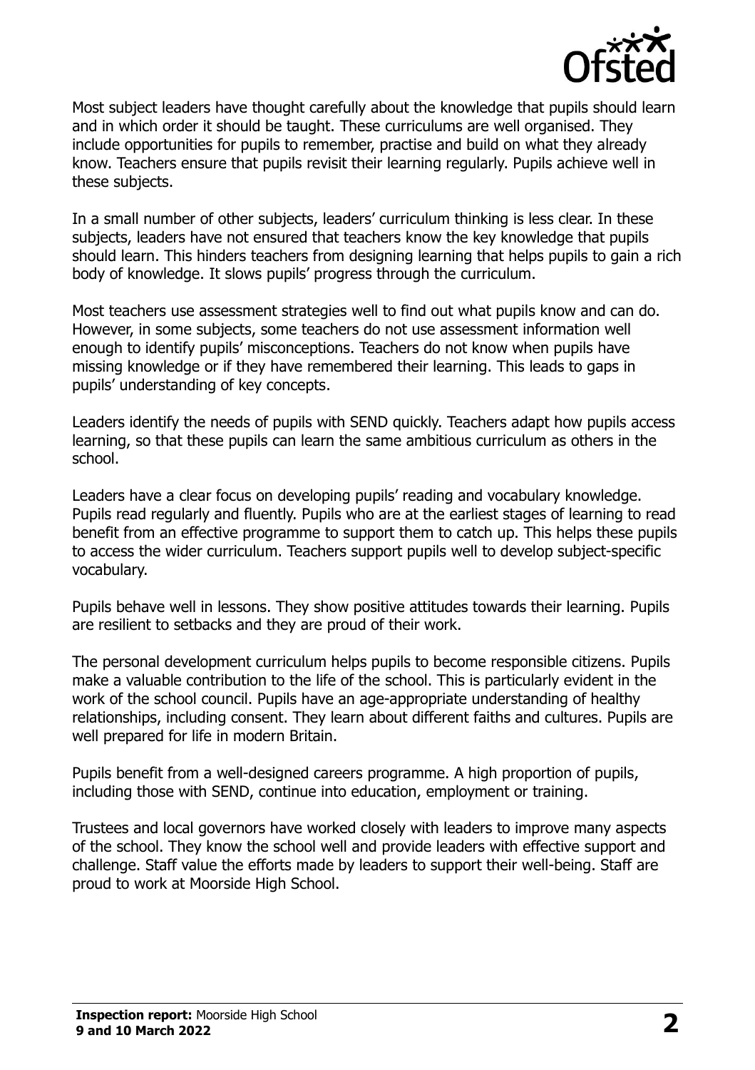Most subject leaders have thought carefully about the knowledge that pupils should learn and in which order it should be taught. These curriculums are well organised. They include opportunities for pupils to remember, practise and build on what they already know. Teachers ensure that pupils revisit their learning regularly. Pupils achieve well in these subjects.

In a small number of other subjects, leaders' curriculum thinking is less clear. In these subjects, leaders have not ensured that teachers know the key knowledge that pupils should learn. This hinders teachers from designing learning that helps pupils to gain a rich body of knowledge. It slows pupils' progress through the curriculum.

Most teachers use assessment strategies well to find out what pupils know and can do. However, in some subjects, some teachers do not use assessment information well enough to identify pupils' misconceptions. Teachers do not know when pupils have missing knowledge or if they have remembered their learning. This leads to gaps in pupils' understanding of key concepts.

Leaders identify the needs of pupils with SEND quickly. Teachers adapt how pupils access learning, so that these pupils can learn the same ambitious curriculum as others in the school.

Leaders have a clear focus on developing pupils' reading and vocabulary knowledge. Pupils read regularly and fluently. Pupils who are at the earliest stages of learning to read benefit from an effective programme to support them to catch up. This helps these pupils to access the wider curriculum. Teachers support pupils well to develop subject-specific vocabulary.

Pupils behave well in lessons. They show positive attitudes towards their learning. Pupils are resilient to setbacks and they are proud of their work.

The personal development curriculum helps pupils to become responsible citizens. Pupils make a valuable contribution to the life of the school. This is particularly evident in the work of the school council. Pupils have an age-appropriate understanding of healthy relationships, including consent. They learn about different faiths and cultures. Pupils are well prepared for life in modern Britain.

Pupils benefit from a well-designed careers programme. A high proportion of pupils, including those with SEND, continue into education, employment or training.

Trustees and local governors have worked closely with leaders to improve many aspects of the school. They know the school well and provide leaders with effective support and challenge. Staff value the efforts made by leaders to support their well-being. Staff are proud to work at Moorside High School.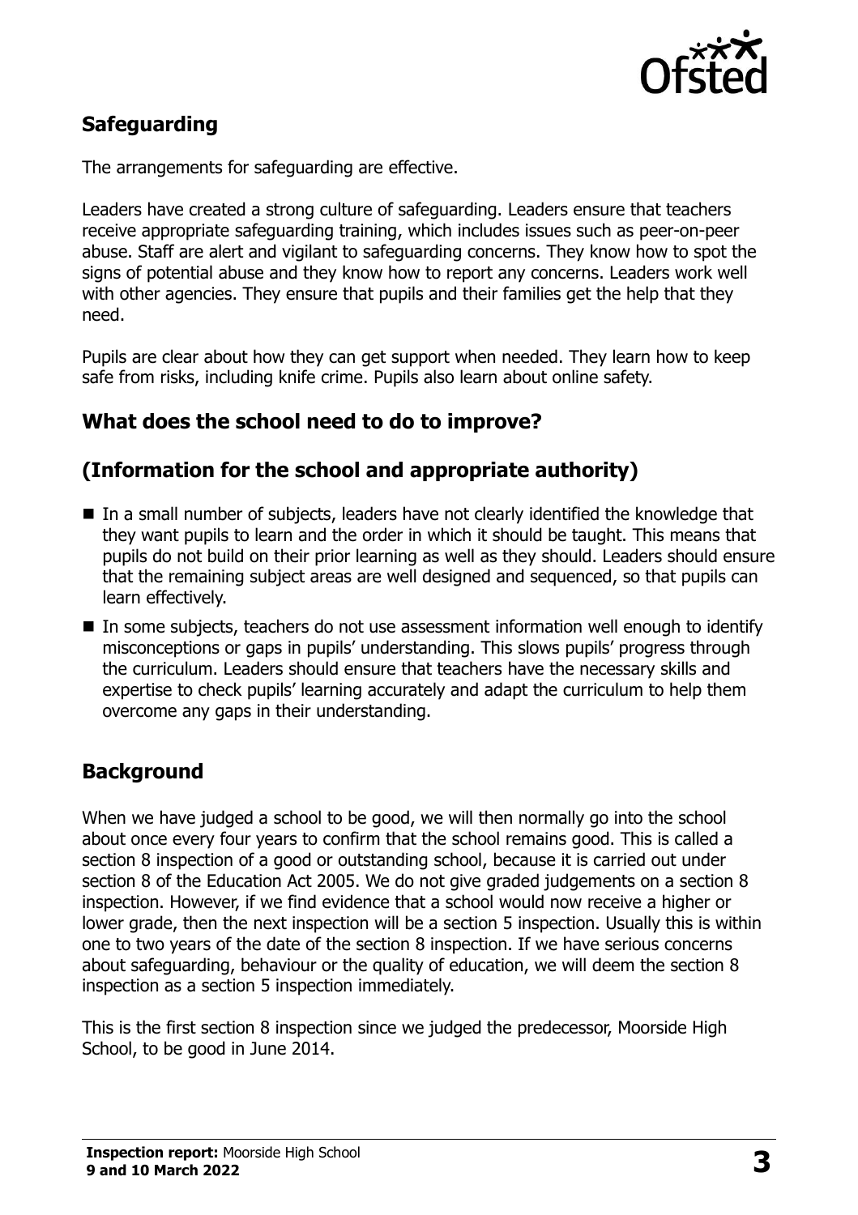## Safeguarding

The arrangements for safeguarding are effective.

Leaders have created a strong culture of safeguarding. Leaders ensure that teachers receive appropriate safeguarding training, which includes issues such as peer-on-peer abuse. Staff are alert and vigilant to safeguarding concerns. They know how to spot the signs of potential abuse and they know how to report any concerns. Leaders work well with other agencies. They ensure that pupils and their families get the help that they need.

Pupils are clear about how they can get support when needed. They learn how to keep safe from risks, including knife crime. Pupils also learn about online safety.

## What does the school need to do to improve?

## (Information for the school and appropriate authority)

- In a small number of subjects, leaders have not clearly identified the knowledge that they want pupils to learn and the order in which it should be taught. This means that pupils do not build on their prior learning as well as they should. Leaders should ensure that the remaining subject areas are well designed and sequenced, so that pupils can learn effectively.
- In some subjects, teachers do not use assessment information well enough to identify misconceptions or gaps in pupils' understanding. This slows pupils' progress through the curriculum. Leaders should ensure that teachers have the necessary skills and expertise to check pupils' learning accurately and adapt the curriculum to help them overcome any gaps in their understanding.

## Background

When we have judged a school to be good, we will then normally go into the school about once every four years to confirm that the school remains good. This is called a section 8 inspection of a good or outstanding school, because it is carried out under section 8 of the Education Act 2005. We do not give graded judgements on a section 8 inspection. However, if we find evidence that a school would now receive a higher or lower grade, then the next inspection will be a section 5 inspection. Usually this is within one to two years of the date of the section 8 inspection. If we have serious concerns about safeguarding, behaviour or the quality of education, we will deem the section 8 inspection as a section 5 inspection immediately.

This is the first section 8 inspection since we judged the predecessor, Moorside High School, to be good in June 2014.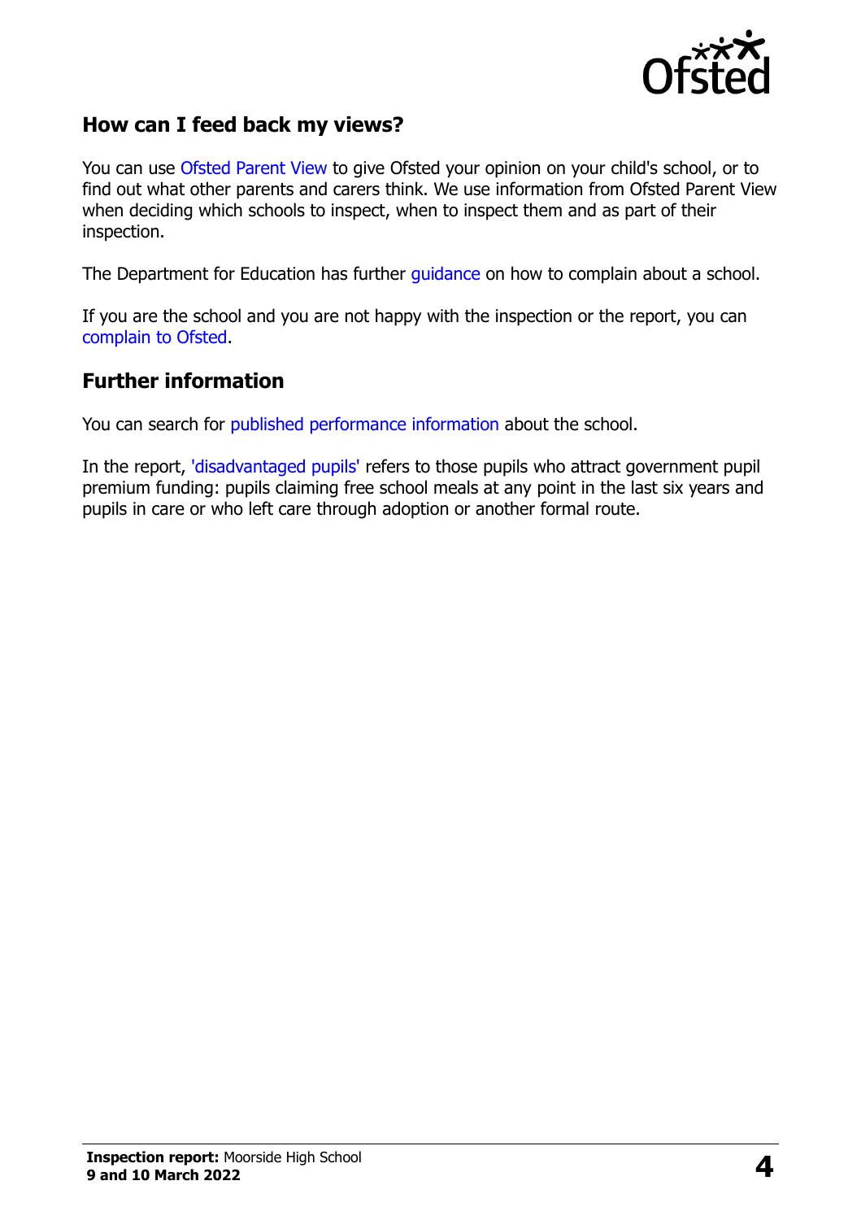## How can I feed back my views?

You can use Ofsted Parent View to give Ofsted your opinion on your child's school, or to find out what other parents and carers think. We use information from Ofsted Parent View when deciding which schools to inspect, when to inspect them and as part of their inspection.

The Department for Education has further guidance on how to complain about a school.

If you are the school and you are not happy with the inspection or the report, you can complain to Ofsted.

## Further information

You can search for published performance information about the school.

In the report, 'disadvantaged pupils' refers to those pupils who attract government pupil premium funding: pupils claiming free school meals at any point in the last six years and pupils in care or who left care through adoption or another formal route.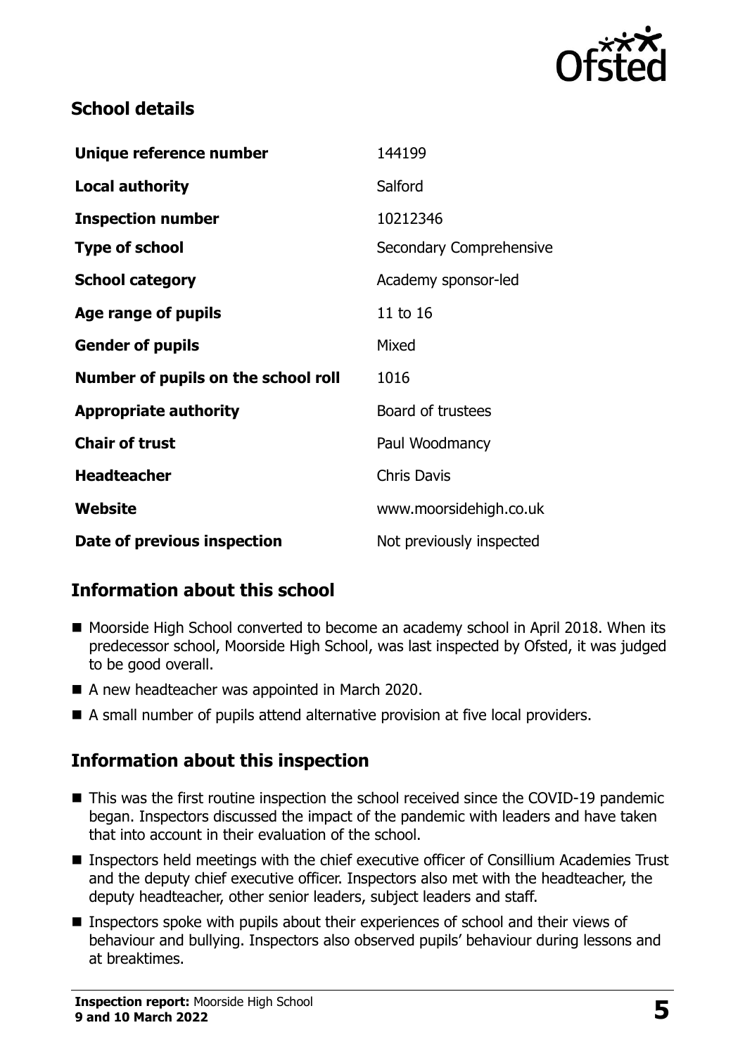## School details

| | |
|---|---|
| **Unique reference number** | 144199 |
| **Local authority** | Salford |
| **Inspection number** | 10212346 |
| **Type of school** | Secondary Comprehensive |
| **School category** | Academy sponsor-led |
| **Age range of pupils** | 11 to 16 |
| **Gender of pupils** | Mixed |
| **Number of pupils on the school roll** | 1016 |
| **Appropriate authority** | Board of trustees |
| **Chair of trust** | Paul Woodmancy |
| **Headteacher** | Chris Davis |
| **Website** | www.moorsidehigh.co.uk |
| **Date of previous inspection** | Not previously inspected |

## Information about this school

- Moorside High School converted to become an academy school in April 2018. When its predecessor school, Moorside High School, was last inspected by Ofsted, it was judged to be good overall.
- A new headteacher was appointed in March 2020.
- A small number of pupils attend alternative provision at five local providers.

## Information about this inspection

- This was the first routine inspection the school received since the COVID-19 pandemic began. Inspectors discussed the impact of the pandemic with leaders and have taken that into account in their evaluation of the school.
- Inspectors held meetings with the chief executive officer of Consillium Academies Trust and the deputy chief executive officer. Inspectors also met with the headteacher, the deputy headteacher, other senior leaders, subject leaders and staff.
- Inspectors spoke with pupils about their experiences of school and their views of behaviour and bullying. Inspectors also observed pupils' behaviour during lessons and at breaktimes.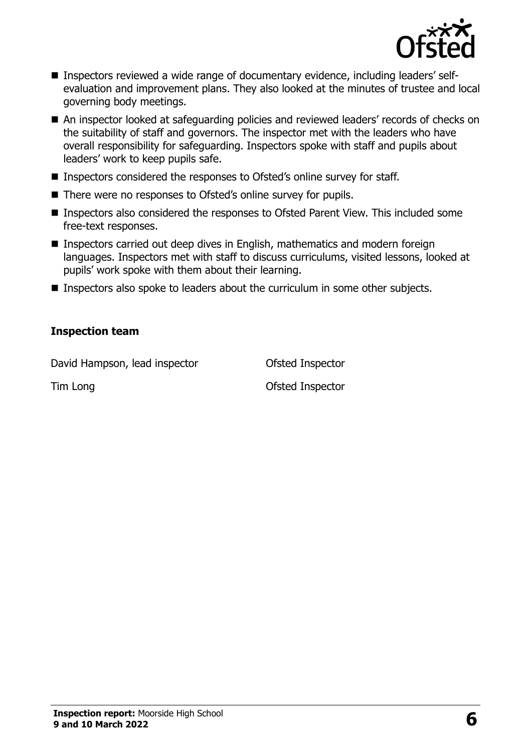- Inspectors reviewed a wide range of documentary evidence, including leaders' self-evaluation and improvement plans. They also looked at the minutes of trustee and local governing body meetings.
- An inspector looked at safeguarding policies and reviewed leaders' records of checks on the suitability of staff and governors. The inspector met with the leaders who have overall responsibility for safeguarding. Inspectors spoke with staff and pupils about leaders' work to keep pupils safe.
- Inspectors considered the responses to Ofsted's online survey for staff.
- There were no responses to Ofsted's online survey for pupils.
- Inspectors also considered the responses to Ofsted Parent View. This included some free-text responses.
- Inspectors carried out deep dives in English, mathematics and modern foreign languages. Inspectors met with staff to discuss curriculums, visited lessons, looked at pupils' work spoke with them about their learning.
- Inspectors also spoke to leaders about the curriculum in some other subjects.

### Inspection team

| | |
|---|---|
| David Hampson, lead inspector | Ofsted Inspector |
| Tim Long | Ofsted Inspector |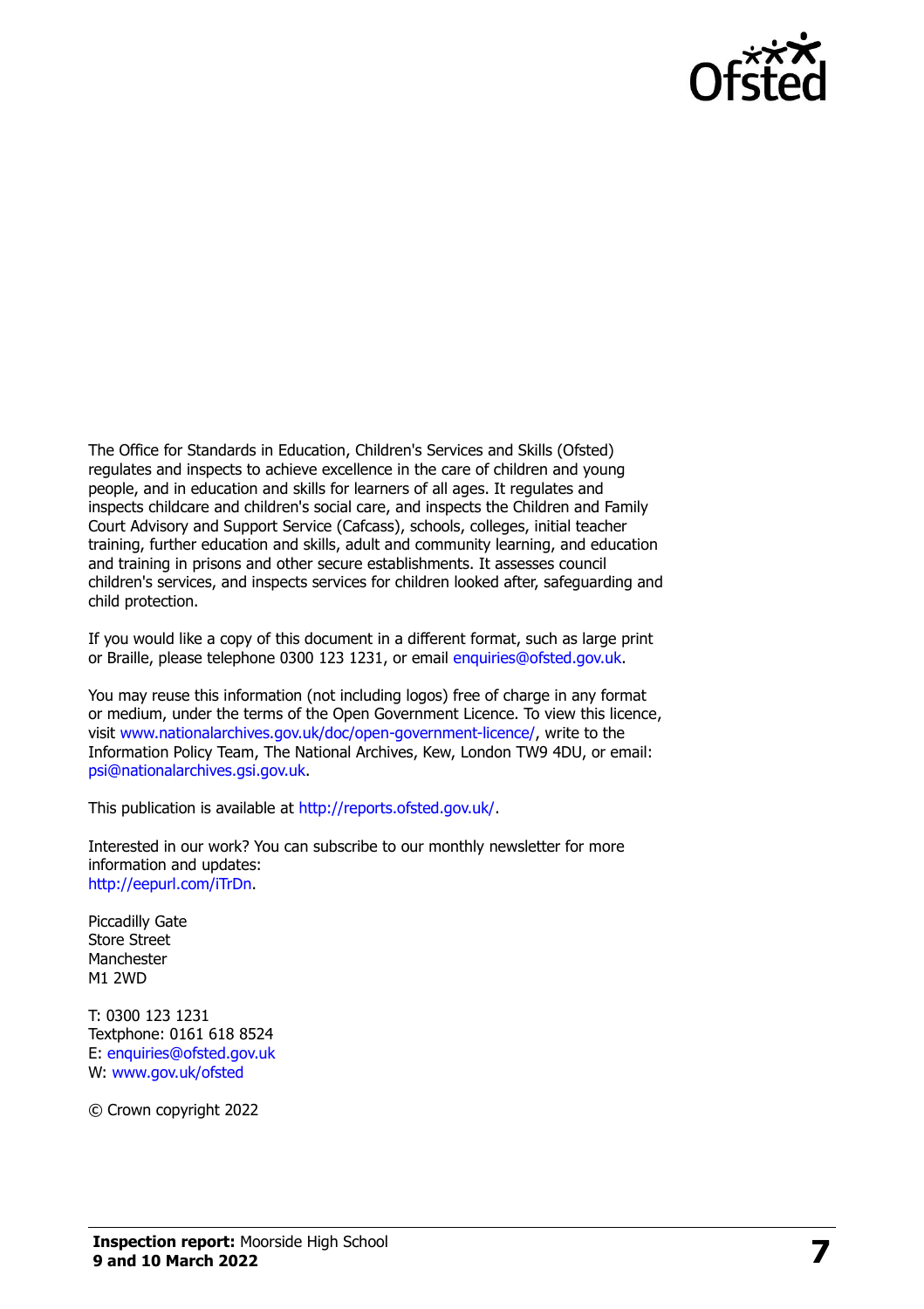The Office for Standards in Education, Children's Services and Skills (Ofsted) regulates and inspects to achieve excellence in the care of children and young people, and in education and skills for learners of all ages. It regulates and inspects childcare and children's social care, and inspects the Children and Family Court Advisory and Support Service (Cafcass), schools, colleges, initial teacher training, further education and skills, adult and community learning, and education and training in prisons and other secure establishments. It assesses council children's services, and inspects services for children looked after, safeguarding and child protection.

If you would like a copy of this document in a different format, such as large print or Braille, please telephone 0300 123 1231, or email enquiries@ofsted.gov.uk.

You may reuse this information (not including logos) free of charge in any format or medium, under the terms of the Open Government Licence. To view this licence, visit www.nationalarchives.gov.uk/doc/open-government-licence/, write to the Information Policy Team, The National Archives, Kew, London TW9 4DU, or email: psi@nationalarchives.gsi.gov.uk.

This publication is available at http://reports.ofsted.gov.uk/.

Interested in our work? You can subscribe to our monthly newsletter for more information and updates:
http://eepurl.com/iTrDn.

Piccadilly Gate
Store Street
Manchester
M1 2WD

T: 0300 123 1231
Textphone: 0161 618 8524
E: enquiries@ofsted.gov.uk
W: www.gov.uk/ofsted

© Crown copyright 2022